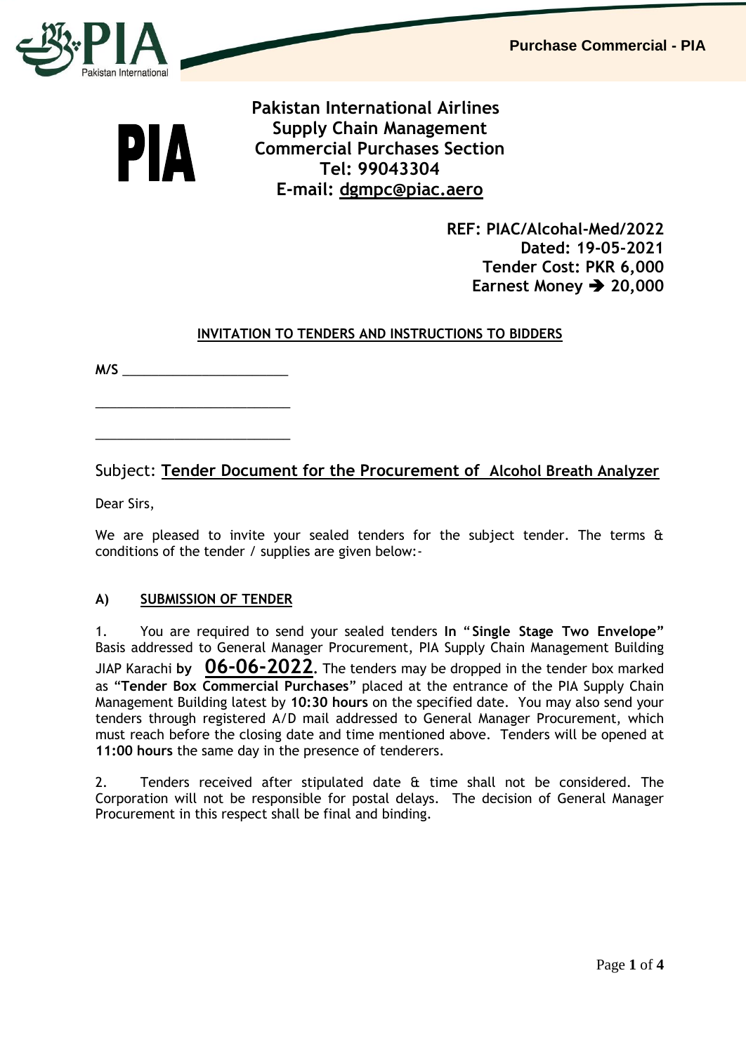Purchase Commercial - PIA

PIA

**Pakistan International Airlines**
**Supply Chain Management**
**Commercial Purchases Section**
**Tel: 99043304**
**E-mail: dgmpc@piac.aero**

**REF: PIAC/Alcohal-Med/2022**
**Dated: 19-05-2021**
**Tender Cost: PKR 6,000**
**Earnest Money ➔ 20,000**

**INVITATION TO TENDERS AND INSTRUCTIONS TO BIDDERS**

**M/S** ______________________

______________________

______________________

Subject: **Tender Document for the Procurement of Alcohol Breath Analyzer**

Dear Sirs,

We are pleased to invite your sealed tenders for the subject tender. The terms & conditions of the tender / supplies are given below:-

## A) SUBMISSION OF TENDER

1. You are required to send your sealed tenders **In "Single Stage Two Envelope"** Basis addressed to General Manager Procurement, PIA Supply Chain Management Building JIAP Karachi **by 06-06-2022**. The tenders may be dropped in the tender box marked as "**Tender Box Commercial Purchases**" placed at the entrance of the PIA Supply Chain Management Building latest by **10:30 hours** on the specified date. You may also send your tenders through registered A/D mail addressed to General Manager Procurement, which must reach before the closing date and time mentioned above. Tenders will be opened at **11:00 hours** the same day in the presence of tenderers.

2. Tenders received after stipulated date & time shall not be considered. The Corporation will not be responsible for postal delays. The decision of General Manager Procurement in this respect shall be final and binding.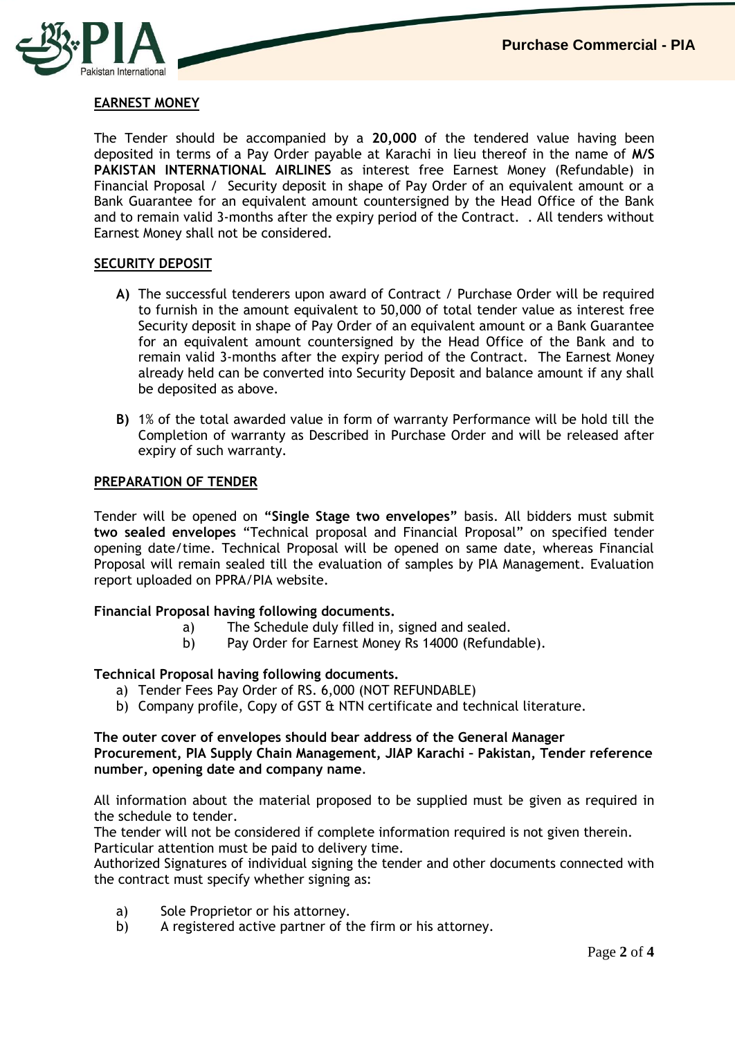**EARNEST MONEY**

The Tender should be accompanied by a **20,000** of the tendered value having been deposited in terms of a Pay Order payable at Karachi in lieu thereof in the name of **M/S PAKISTAN INTERNATIONAL AIRLINES** as interest free Earnest Money (Refundable) in Financial Proposal / Security deposit in shape of Pay Order of an equivalent amount or a Bank Guarantee for an equivalent amount countersigned by the Head Office of the Bank and to remain valid 3-months after the expiry period of the Contract. . All tenders without Earnest Money shall not be considered.

**SECURITY DEPOSIT**

**A)** The successful tenderers upon award of Contract / Purchase Order will be required to furnish in the amount equivalent to 50,000 of total tender value as interest free Security deposit in shape of Pay Order of an equivalent amount or a Bank Guarantee for an equivalent amount countersigned by the Head Office of the Bank and to remain valid 3-months after the expiry period of the Contract. The Earnest Money already held can be converted into Security Deposit and balance amount if any shall be deposited as above.

**B)** 1% of the total awarded value in form of warranty Performance will be hold till the Completion of warranty as Described in Purchase Order and will be released after expiry of such warranty.

**PREPARATION OF TENDER**

Tender will be opened on **"Single Stage two envelopes"** basis. All bidders must submit **two sealed envelopes** "Technical proposal and Financial Proposal" on specified tender opening date/time. Technical Proposal will be opened on same date, whereas Financial Proposal will remain sealed till the evaluation of samples by PIA Management. Evaluation report uploaded on PPRA/PIA website.

**Financial Proposal having following documents.**

a) The Schedule duly filled in, signed and sealed.
b) Pay Order for Earnest Money Rs 14000 (Refundable).

**Technical Proposal having following documents.**

a) Tender Fees Pay Order of RS. 6,000 (NOT REFUNDABLE)
b) Company profile, Copy of GST & NTN certificate and technical literature.

**The outer cover of envelopes should bear address of the General Manager Procurement, PIA Supply Chain Management, JIAP Karachi – Pakistan, Tender reference number, opening date and company name.**

All information about the material proposed to be supplied must be given as required in the schedule to tender.
The tender will not be considered if complete information required is not given therein.
Particular attention must be paid to delivery time.
Authorized Signatures of individual signing the tender and other documents connected with the contract must specify whether signing as:

a) Sole Proprietor or his attorney.
b) A registered active partner of the firm or his attorney.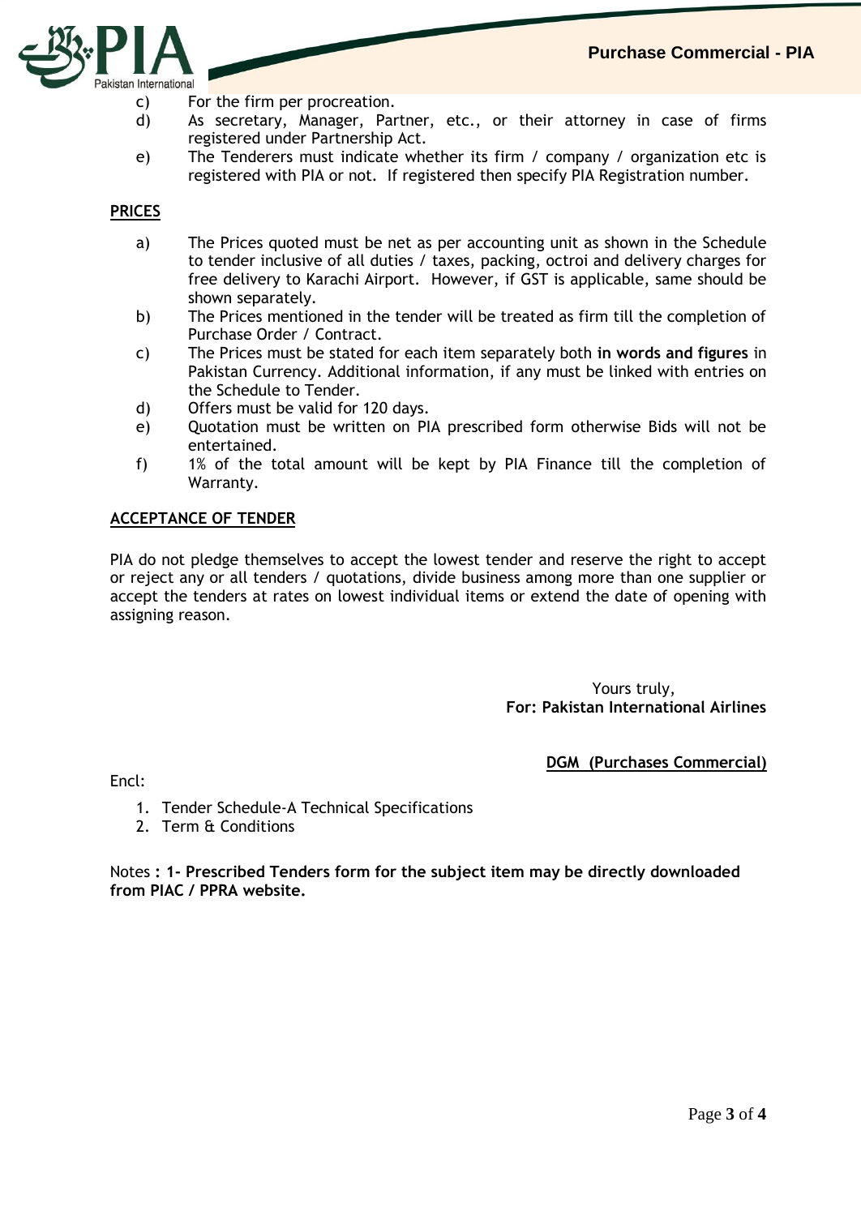c) For the firm per procreation.

d) As secretary, Manager, Partner, etc., or their attorney in case of firms registered under Partnership Act.

e) The Tenderers must indicate whether its firm / company / organization etc is registered with PIA or not. If registered then specify PIA Registration number.

**PRICES**

a) The Prices quoted must be net as per accounting unit as shown in the Schedule to tender inclusive of all duties / taxes, packing, octroi and delivery charges for free delivery to Karachi Airport. However, if GST is applicable, same should be shown separately.

b) The Prices mentioned in the tender will be treated as firm till the completion of Purchase Order / Contract.

c) The Prices must be stated for each item separately both **in words and figures** in Pakistan Currency. Additional information, if any must be linked with entries on the Schedule to Tender.

d) Offers must be valid for 120 days.

e) Quotation must be written on PIA prescribed form otherwise Bids will not be entertained.

f) 1% of the total amount will be kept by PIA Finance till the completion of Warranty.

**ACCEPTANCE OF TENDER**

PIA do not pledge themselves to accept the lowest tender and reserve the right to accept or reject any or all tenders / quotations, divide business among more than one supplier or accept the tenders at rates on lowest individual items or extend the date of opening with assigning reason.

Yours truly,
**For: Pakistan International Airlines**

**DGM (Purchases Commercial)**

Encl:

1. Tender Schedule-A Technical Specifications
2. Term & Conditions

Notes **: 1- Prescribed Tenders form for the subject item may be directly downloaded from PIAC / PPRA website.**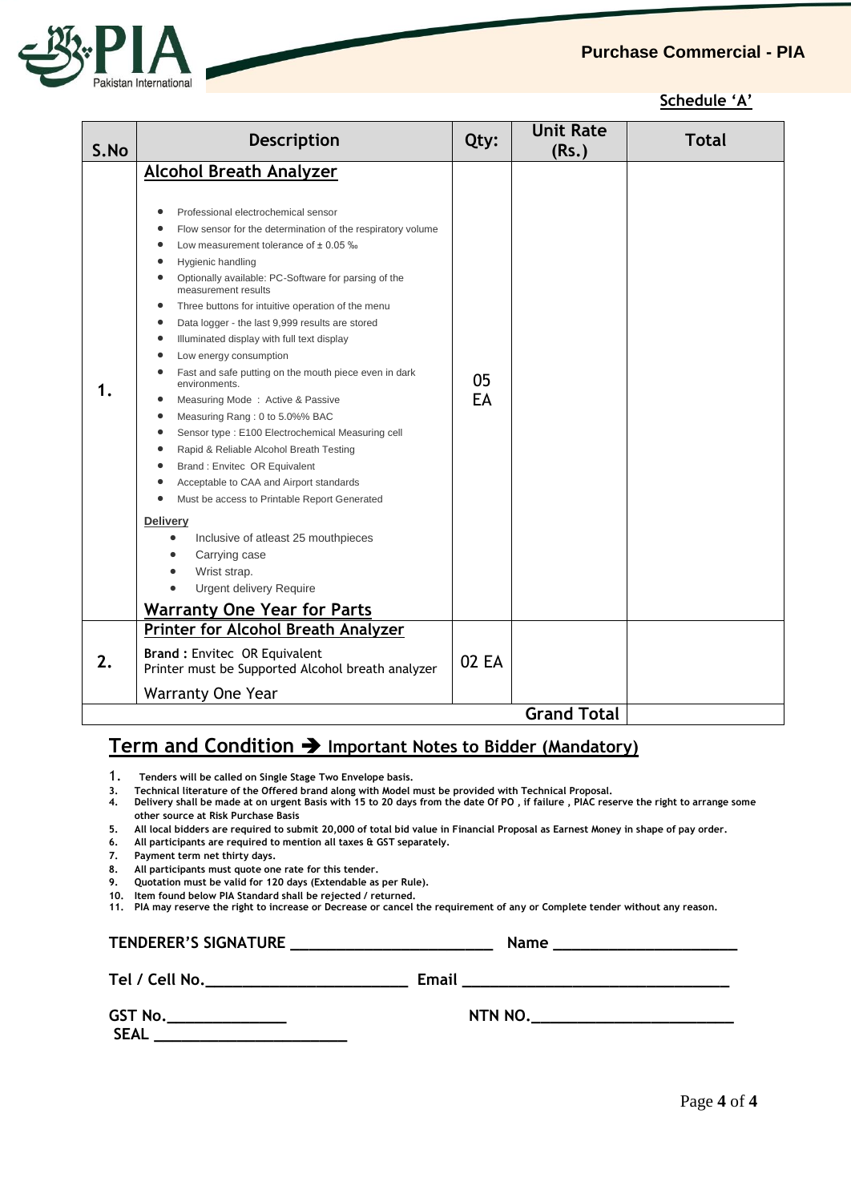Purchase Commercial - PIA

**Schedule 'A'**

| S.No | Description | Qty: | Unit Rate (Rs.) | Total |
|---|---|---|---|---|
| 1. | **Alcohol Breath Analyzer**<br><br>• Professional electrochemical sensor<br>• Flow sensor for the determination of the respiratory volume<br>• Low measurement tolerance of ± 0.05 ‰<br>• Hygienic handling<br>• Optionally available: PC-Software for parsing of the measurement results<br>• Three buttons for intuitive operation of the menu<br>• Data logger - the last 9,999 results are stored<br>• Illuminated display with full text display<br>• Low energy consumption<br>• Fast and safe putting on the mouth piece even in dark environments.<br>• Measuring Mode : Active & Passive<br>• Measuring Rang : 0 to 5.0%% BAC<br>• Sensor type : E100 Electrochemical Measuring cell<br>• Rapid & Reliable Alcohol Breath Testing<br>• Brand : Envitec OR Equivalent<br>• Acceptable to CAA and Airport standards<br>• Must be access to Printable Report Generated<br><br>**Delivery**<br>• Inclusive of atleast 25 mouthpieces<br>• Carrying case<br>• Wrist strap.<br>• Urgent delivery Require<br><br>**Warranty One Year for Parts** | 05 EA | | |
| 2. | **Printer for Alcohol Breath Analyzer**<br><br>**Brand :** Envitec OR Equivalent<br>Printer must be Supported Alcohol breath analyzer<br><br>Warranty One Year | 02 EA | | |
| | | | **Grand Total** | |

## Term and Condition ➔ Important Notes to Bidder (Mandatory)

1. Tenders will be called on Single Stage Two Envelope basis.
3. Technical literature of the Offered brand along with Model must be provided with Technical Proposal.
4. Delivery shall be made at on urgent Basis with 15 to 20 days from the date Of PO , if failure , PIAC reserve the right to arrange some other source at Risk Purchase Basis
5. All local bidders are required to submit 20,000 of total bid value in Financial Proposal as Earnest Money in shape of pay order.
6. All participants are required to mention all taxes & GST separately.
7. Payment term net thirty days.
8. All participants must quote one rate for this tender.
9. Quotation must be valid for 120 days (Extendable as per Rule).
10. Item found below PIA Standard shall be rejected / returned.
11. PIA may reserve the right to increase or Decrease or cancel the requirement of any or Complete tender without any reason.

**TENDERER'S SIGNATURE** ________________________ **Name** ______________________

**Tel / Cell No.**________________________ **Email** ________________________________

**GST No.**______________ **NTN NO.**________________________

**SEAL** _______________________